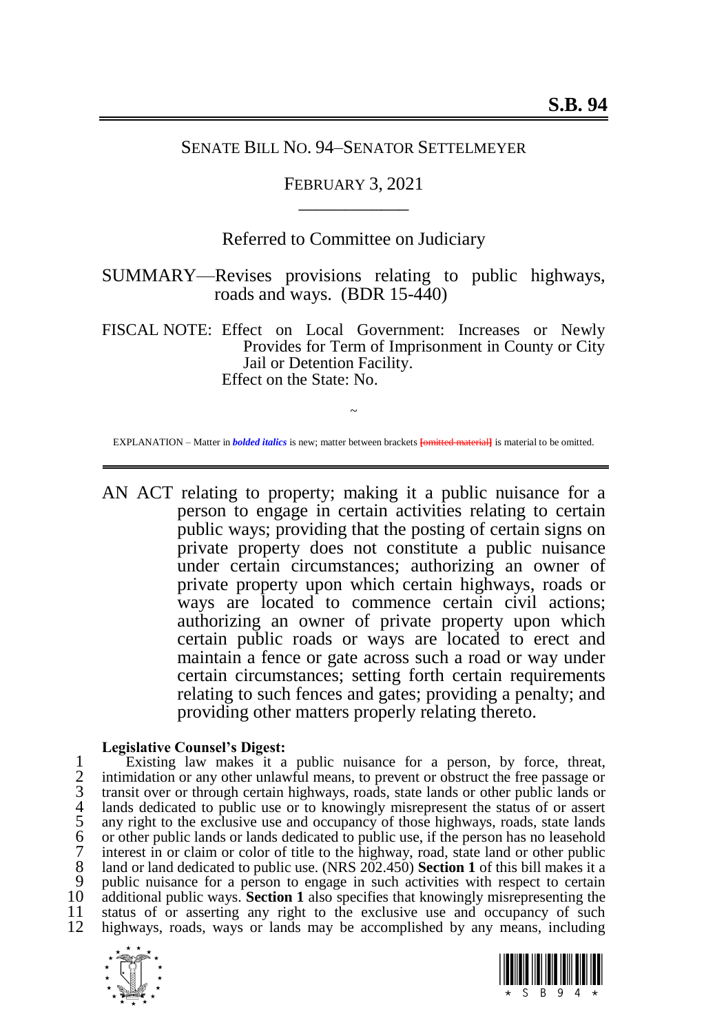**S.B. 94**

SENATE BILL NO. 94–SENATOR SETTELMEYER

FEBRUARY 3, 2021

\_\_\_\_\_\_\_\_\_\_\_\_

Referred to Committee on Judiciary

SUMMARY—Revises provisions relating to public highways, roads and ways. (BDR 15-440)

FISCAL NOTE: Effect on Local Government: Increases or Newly Provides for Term of Imprisonment in County or City Jail or Detention Facility.
Effect on the State: No.

~

EXPLANATION – Matter in ***bolded italics*** is new; matter between brackets [~~omitted material~~] is material to be omitted.

---

AN ACT relating to property; making it a public nuisance for a person to engage in certain activities relating to certain public ways; providing that the posting of certain signs on private property does not constitute a public nuisance under certain circumstances; authorizing an owner of private property upon which certain highways, roads or ways are located to commence certain civil actions; authorizing an owner of private property upon which certain public roads or ways are located to erect and maintain a fence or gate across such a road or way under certain circumstances; setting forth certain requirements relating to such fences and gates; providing a penalty; and providing other matters properly relating thereto.

**Legislative Counsel's Digest:**

1 Existing law makes it a public nuisance for a person, by force, threat,
2 intimidation or any other unlawful means, to prevent or obstruct the free passage or
3 transit over or through certain highways, roads, state lands or other public lands or
4 lands dedicated to public use or to knowingly misrepresent the status of or assert
5 any right to the exclusive use and occupancy of those highways, roads, state lands
6 or other public lands or lands dedicated to public use, if the person has no leasehold
7 interest in or claim or color of title to the highway, road, state land or other public
8 land or land dedicated to public use. (NRS 202.450) **Section 1** of this bill makes it a
9 public nuisance for a person to engage in such activities with respect to certain
10 additional public ways. **Section 1** also specifies that knowingly misrepresenting the
11 status of or asserting any right to the exclusive use and occupancy of such
12 highways, roads, ways or lands may be accomplished by any means, including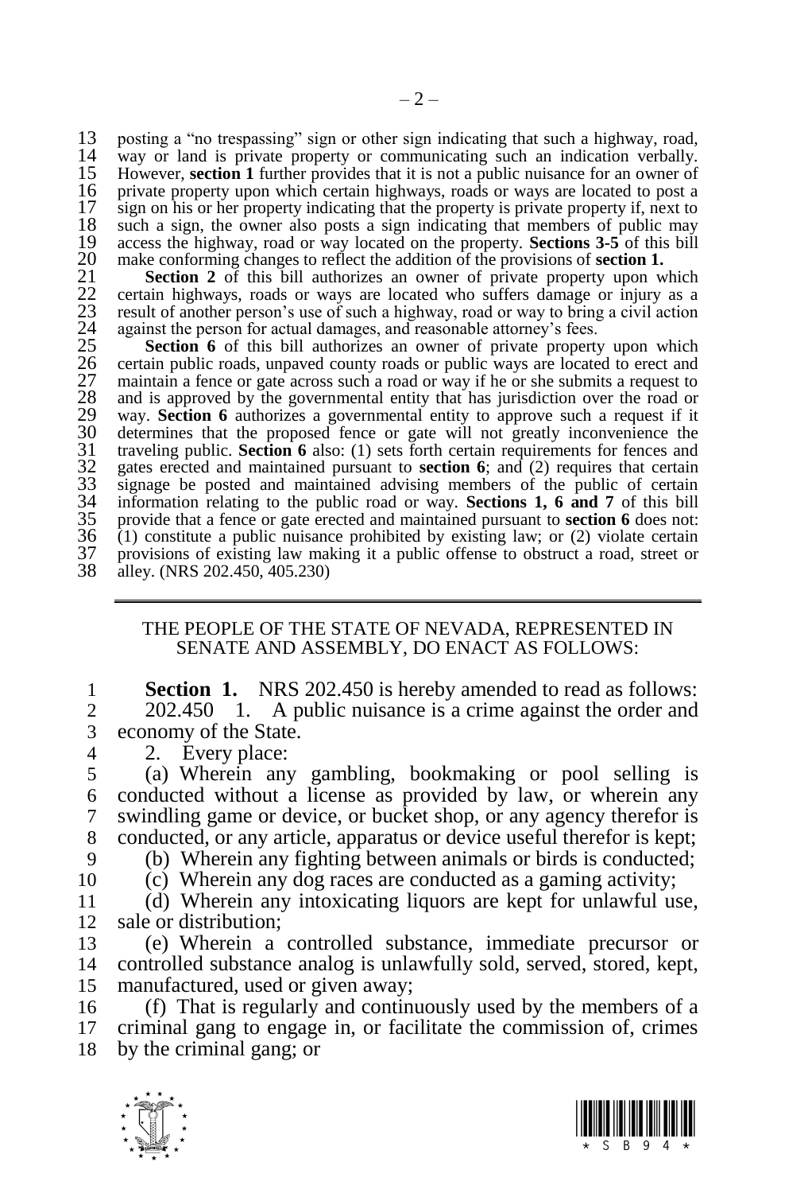posting a "no trespassing" sign or other sign indicating that such a highway, road, way or land is private property or communicating such an indication verbally. However, **section 1** further provides that it is not a public nuisance for an owner of private property upon which certain highways, roads or ways are located to post a sign on his or her property indicating that the property is private property if, next to such a sign, the owner also posts a sign indicating that members of public may access the highway, road or way located on the property. **Sections 3-5** of this bill make conforming changes to reflect the addition of the provisions of **section 1.**

**Section 2** of this bill authorizes an owner of private property upon which certain highways, roads or ways are located who suffers damage or injury as a result of another person's use of such a highway, road or way to bring a civil action against the person for actual damages, and reasonable attorney's fees.

**Section 6** of this bill authorizes an owner of private property upon which certain public roads, unpaved county roads or public ways are located to erect and maintain a fence or gate across such a road or way if he or she submits a request to and is approved by the governmental entity that has jurisdiction over the road or way. **Section 6** authorizes a governmental entity to approve such a request if it determines that the proposed fence or gate will not greatly inconvenience the traveling public. **Section 6** also: (1) sets forth certain requirements for fences and gates erected and maintained pursuant to **section 6**; and (2) requires that certain signage be posted and maintained advising members of the public of certain information relating to the public road or way. **Sections 1, 6 and 7** of this bill provide that a fence or gate erected and maintained pursuant to **section 6** does not: (1) constitute a public nuisance prohibited by existing law; or (2) violate certain provisions of existing law making it a public offense to obstruct a road, street or alley. (NRS 202.450, 405.230)

---

THE PEOPLE OF THE STATE OF NEVADA, REPRESENTED IN SENATE AND ASSEMBLY, DO ENACT AS FOLLOWS:

**Section 1.** NRS 202.450 is hereby amended to read as follows:

202.450 1. A public nuisance is a crime against the order and economy of the State.

2. Every place:

(a) Wherein any gambling, bookmaking or pool selling is conducted without a license as provided by law, or wherein any swindling game or device, or bucket shop, or any agency therefor is conducted, or any article, apparatus or device useful therefor is kept;

(b) Wherein any fighting between animals or birds is conducted;

(c) Wherein any dog races are conducted as a gaming activity;

(d) Wherein any intoxicating liquors are kept for unlawful use, sale or distribution;

(e) Wherein a controlled substance, immediate precursor or controlled substance analog is unlawfully sold, served, stored, kept, manufactured, used or given away;

(f) That is regularly and continuously used by the members of a criminal gang to engage in, or facilitate the commission of, crimes by the criminal gang; or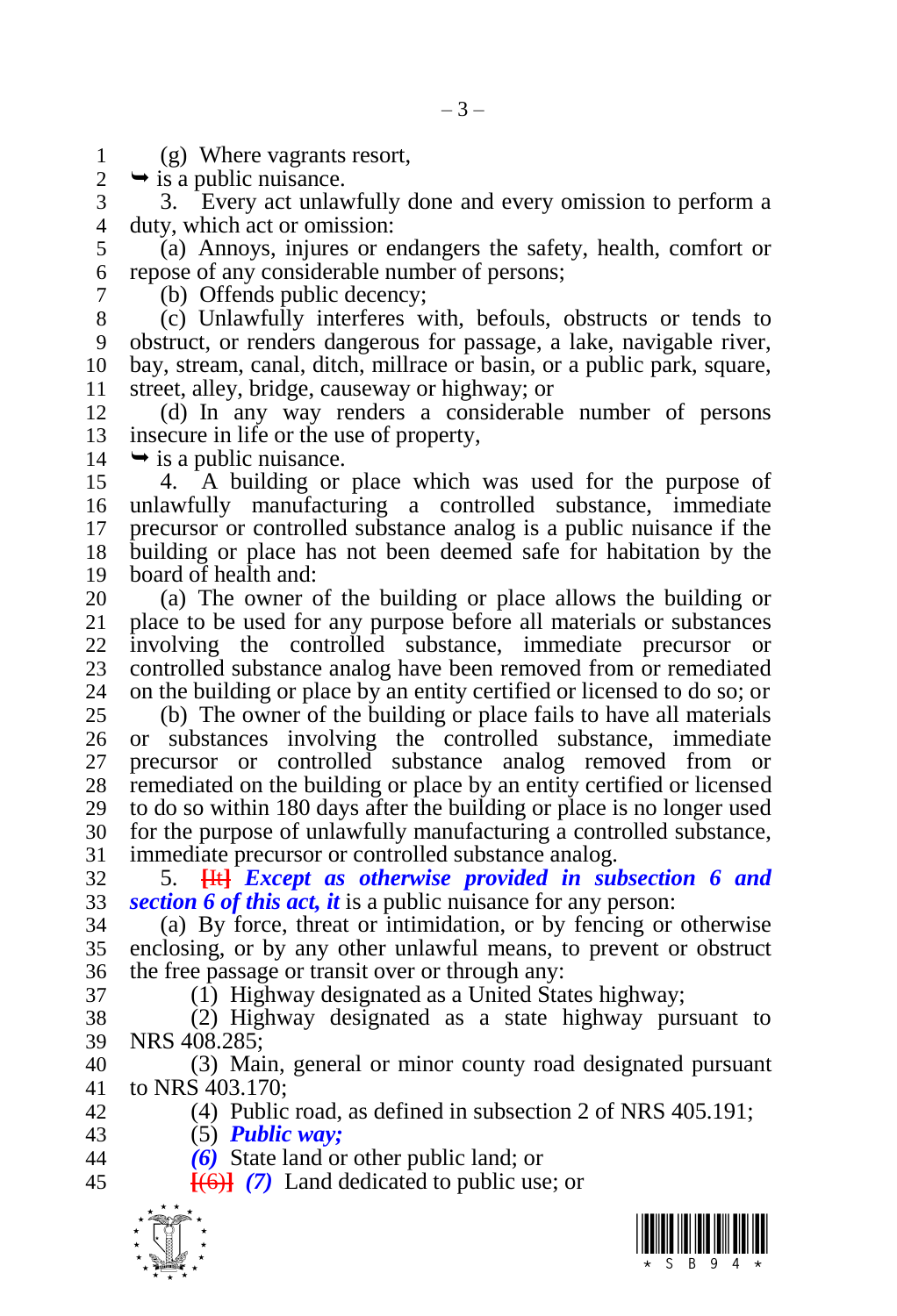(g) Where vagrants resort,

➥ is a public nuisance.

3. Every act unlawfully done and every omission to perform a duty, which act or omission:

(a) Annoys, injures or endangers the safety, health, comfort or repose of any considerable number of persons;

(b) Offends public decency;

(c) Unlawfully interferes with, befouls, obstructs or tends to obstruct, or renders dangerous for passage, a lake, navigable river, bay, stream, canal, ditch, millrace or basin, or a public park, square, street, alley, bridge, causeway or highway; or

(d) In any way renders a considerable number of persons insecure in life or the use of property,

➥ is a public nuisance.

4. A building or place which was used for the purpose of unlawfully manufacturing a controlled substance, immediate precursor or controlled substance analog is a public nuisance if the building or place has not been deemed safe for habitation by the board of health and:

(a) The owner of the building or place allows the building or place to be used for any purpose before all materials or substances involving the controlled substance, immediate precursor or controlled substance analog have been removed from or remediated on the building or place by an entity certified or licensed to do so; or

(b) The owner of the building or place fails to have all materials or substances involving the controlled substance, immediate precursor or controlled substance analog removed from or remediated on the building or place by an entity certified or licensed to do so within 180 days after the building or place is no longer used for the purpose of unlawfully manufacturing a controlled substance, immediate precursor or controlled substance analog.

5. [It] ***Except as otherwise provided in subsection 6 and section 6 of this act, it*** is a public nuisance for any person:

(a) By force, threat or intimidation, or by fencing or otherwise enclosing, or by any other unlawful means, to prevent or obstruct the free passage or transit over or through any:

(1) Highway designated as a United States highway;

(2) Highway designated as a state highway pursuant to NRS 408.285;

(3) Main, general or minor county road designated pursuant to NRS 403.170;

(4) Public road, as defined in subsection 2 of NRS 405.191;

(5) ***Public way;***

***(6)*** State land or other public land; or

[(6)] ***(7)*** Land dedicated to public use; or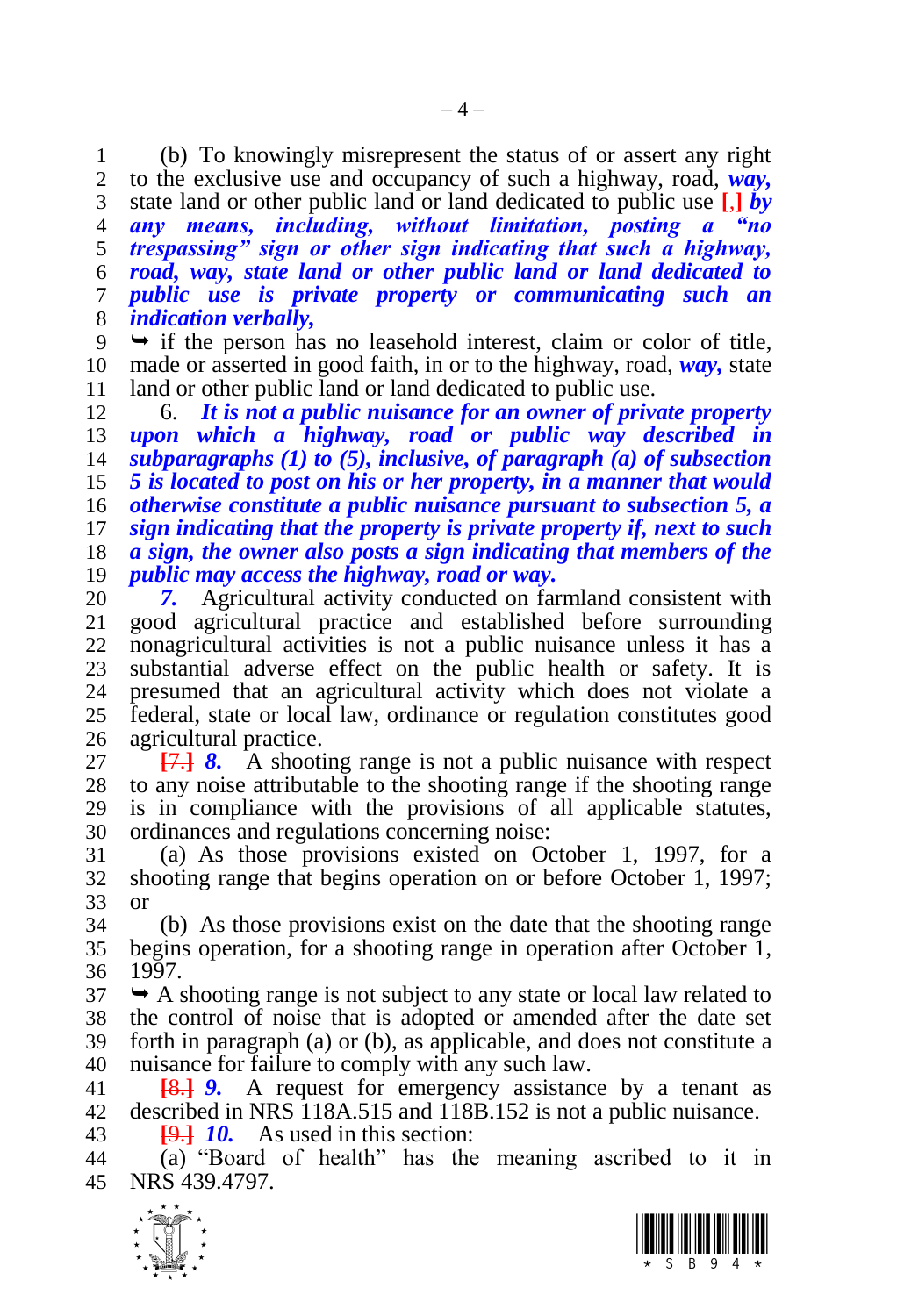(b) To knowingly misrepresent the status of or assert any right to the exclusive use and occupancy of such a highway, road, ***way,*** state land or other public land or land dedicated to public use [,] ***by any means, including, without limitation, posting a "no trespassing" sign or other sign indicating that such a highway, road, way, state land or other public land or land dedicated to public use is private property or communicating such an indication verbally,***

➥ if the person has no leasehold interest, claim or color of title, made or asserted in good faith, in or to the highway, road, ***way,*** state land or other public land or land dedicated to public use.

6. ***It is not a public nuisance for an owner of private property upon which a highway, road or public way described in subparagraphs (1) to (5), inclusive, of paragraph (a) of subsection 5 is located to post on his or her property, in a manner that would otherwise constitute a public nuisance pursuant to subsection 5, a sign indicating that the property is private property if, next to such a sign, the owner also posts a sign indicating that members of the public may access the highway, road or way.***

***7.*** Agricultural activity conducted on farmland consistent with good agricultural practice and established before surrounding nonagricultural activities is not a public nuisance unless it has a substantial adverse effect on the public health or safety. It is presumed that an agricultural activity which does not violate a federal, state or local law, ordinance or regulation constitutes good agricultural practice.

[7.] ***8.*** A shooting range is not a public nuisance with respect to any noise attributable to the shooting range if the shooting range is in compliance with the provisions of all applicable statutes, ordinances and regulations concerning noise:

(a) As those provisions existed on October 1, 1997, for a shooting range that begins operation on or before October 1, 1997; or

(b) As those provisions exist on the date that the shooting range begins operation, for a shooting range in operation after October 1, 1997.

➥ A shooting range is not subject to any state or local law related to the control of noise that is adopted or amended after the date set forth in paragraph (a) or (b), as applicable, and does not constitute a nuisance for failure to comply with any such law.

[8.] ***9.*** A request for emergency assistance by a tenant as described in NRS 118A.515 and 118B.152 is not a public nuisance.

[9.] ***10.*** As used in this section:

(a) "Board of health" has the meaning ascribed to it in NRS 439.4797.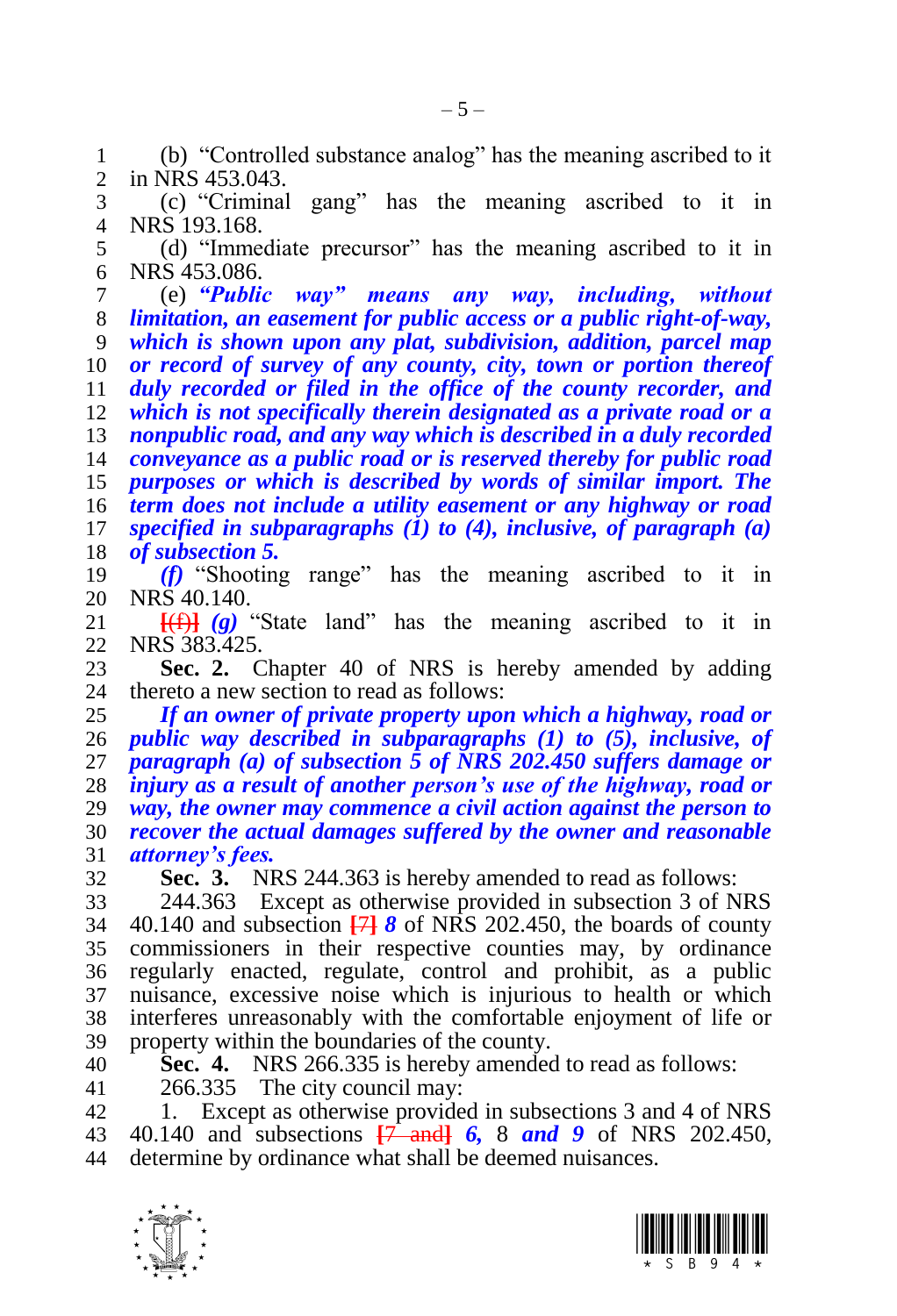(b) "Controlled substance analog" has the meaning ascribed to it in NRS 453.043.

(c) "Criminal gang" has the meaning ascribed to it in NRS 193.168.

(d) "Immediate precursor" has the meaning ascribed to it in NRS 453.086.

(e) ***"Public way" means any way, including, without limitation, an easement for public access or a public right-of-way, which is shown upon any plat, subdivision, addition, parcel map or record of survey of any county, city, town or portion thereof duly recorded or filed in the office of the county recorder, and which is not specifically therein designated as a private road or a nonpublic road, and any way which is described in a duly recorded conveyance as a public road or is reserved thereby for public road purposes or which is described by words of similar import. The term does not include a utility easement or any highway or road specified in subparagraphs (1) to (4), inclusive, of paragraph (a) of subsection 5.***

***(f)*** "Shooting range" has the meaning ascribed to it in NRS 40.140.

[(f)] ***(g)*** "State land" has the meaning ascribed to it in NRS 383.425.

**Sec. 2.** Chapter 40 of NRS is hereby amended by adding thereto a new section to read as follows:

***If an owner of private property upon which a highway, road or public way described in subparagraphs (1) to (5), inclusive, of paragraph (a) of subsection 5 of NRS 202.450 suffers damage or injury as a result of another person's use of the highway, road or way, the owner may commence a civil action against the person to recover the actual damages suffered by the owner and reasonable attorney's fees.***

**Sec. 3.** NRS 244.363 is hereby amended to read as follows:

244.363 Except as otherwise provided in subsection 3 of NRS 40.140 and subsection [7] ***8*** of NRS 202.450, the boards of county commissioners in their respective counties may, by ordinance regularly enacted, regulate, control and prohibit, as a public nuisance, excessive noise which is injurious to health or which interferes unreasonably with the comfortable enjoyment of life or property within the boundaries of the county.

**Sec. 4.** NRS 266.335 is hereby amended to read as follows:

266.335 The city council may:

1. Except as otherwise provided in subsections 3 and 4 of NRS 40.140 and subsections [7 and] ***6,*** 8 ***and 9*** of NRS 202.450, determine by ordinance what shall be deemed nuisances.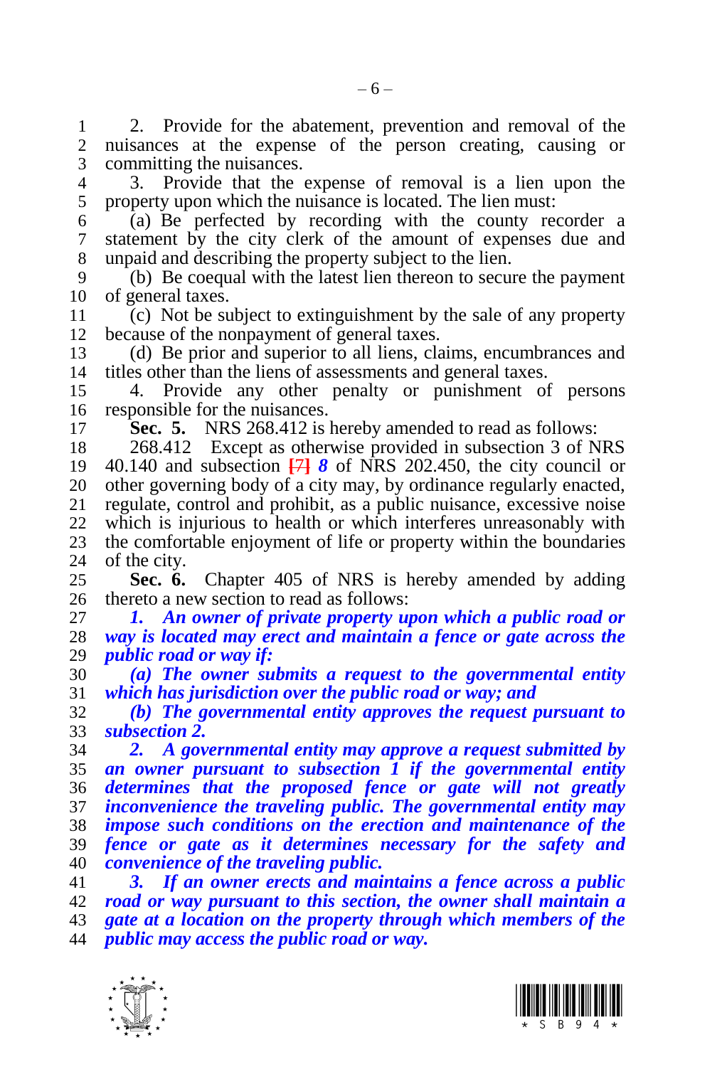2. Provide for the abatement, prevention and removal of the nuisances at the expense of the person creating, causing or committing the nuisances.

3. Provide that the expense of removal is a lien upon the property upon which the nuisance is located. The lien must:

(a) Be perfected by recording with the county recorder a statement by the city clerk of the amount of expenses due and unpaid and describing the property subject to the lien.

(b) Be coequal with the latest lien thereon to secure the payment of general taxes.

(c) Not be subject to extinguishment by the sale of any property because of the nonpayment of general taxes.

(d) Be prior and superior to all liens, claims, encumbrances and titles other than the liens of assessments and general taxes.

4. Provide any other penalty or punishment of persons responsible for the nuisances.

**Sec. 5.** NRS 268.412 is hereby amended to read as follows:

268.412 Except as otherwise provided in subsection 3 of NRS 40.140 and subsection [7] ***8*** of NRS 202.450, the city council or other governing body of a city may, by ordinance regularly enacted, regulate, control and prohibit, as a public nuisance, excessive noise which is injurious to health or which interferes unreasonably with the comfortable enjoyment of life or property within the boundaries of the city.

**Sec. 6.** Chapter 405 of NRS is hereby amended by adding thereto a new section to read as follows:

***1. An owner of private property upon which a public road or way is located may erect and maintain a fence or gate across the public road or way if:***

***(a) The owner submits a request to the governmental entity which has jurisdiction over the public road or way; and***

***(b) The governmental entity approves the request pursuant to subsection 2.***

***2. A governmental entity may approve a request submitted by an owner pursuant to subsection 1 if the governmental entity determines that the proposed fence or gate will not greatly inconvenience the traveling public. The governmental entity may impose such conditions on the erection and maintenance of the fence or gate as it determines necessary for the safety and convenience of the traveling public.***

***3. If an owner erects and maintains a fence across a public road or way pursuant to this section, the owner shall maintain a gate at a location on the property through which members of the public may access the public road or way.***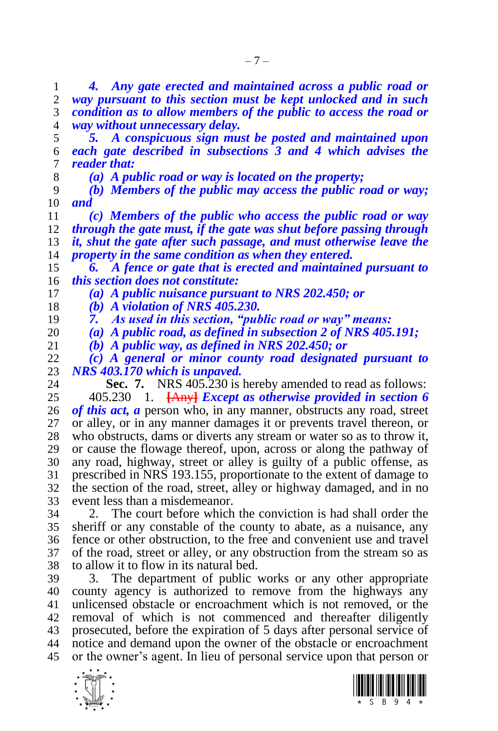***4. Any gate erected and maintained across a public road or way pursuant to this section must be kept unlocked and in such condition as to allow members of the public to access the road or way without unnecessary delay.***

***5. A conspicuous sign must be posted and maintained upon each gate described in subsections 3 and 4 which advises the reader that:***

***(a) A public road or way is located on the property;***

***(b) Members of the public may access the public road or way; and***

***(c) Members of the public who access the public road or way through the gate must, if the gate was shut before passing through it, shut the gate after such passage, and must otherwise leave the property in the same condition as when they entered.***

***6. A fence or gate that is erected and maintained pursuant to this section does not constitute:***

***(a) A public nuisance pursuant to NRS 202.450; or***

***(b) A violation of NRS 405.230.***

***7. As used in this section, "public road or way" means:***

***(a) A public road, as defined in subsection 2 of NRS 405.191;***

***(b) A public way, as defined in NRS 202.450; or***

***(c) A general or minor county road designated pursuant to NRS 403.170 which is unpaved.***

**Sec. 7.** NRS 405.230 is hereby amended to read as follows:

405.230 1. **[Any]** ***Except as otherwise provided in section 6 of this act, a*** person who, in any manner, obstructs any road, street or alley, or in any manner damages it or prevents travel thereon, or who obstructs, dams or diverts any stream or water so as to throw it, or cause the flowage thereof, upon, across or along the pathway of any road, highway, street or alley is guilty of a public offense, as prescribed in NRS 193.155, proportionate to the extent of damage to the section of the road, street, alley or highway damaged, and in no event less than a misdemeanor.

2. The court before which the conviction is had shall order the sheriff or any constable of the county to abate, as a nuisance, any fence or other obstruction, to the free and convenient use and travel of the road, street or alley, or any obstruction from the stream so as to allow it to flow in its natural bed.

3. The department of public works or any other appropriate county agency is authorized to remove from the highways any unlicensed obstacle or encroachment which is not removed, or the removal of which is not commenced and thereafter diligently prosecuted, before the expiration of 5 days after personal service of notice and demand upon the owner of the obstacle or encroachment or the owner's agent. In lieu of personal service upon that person or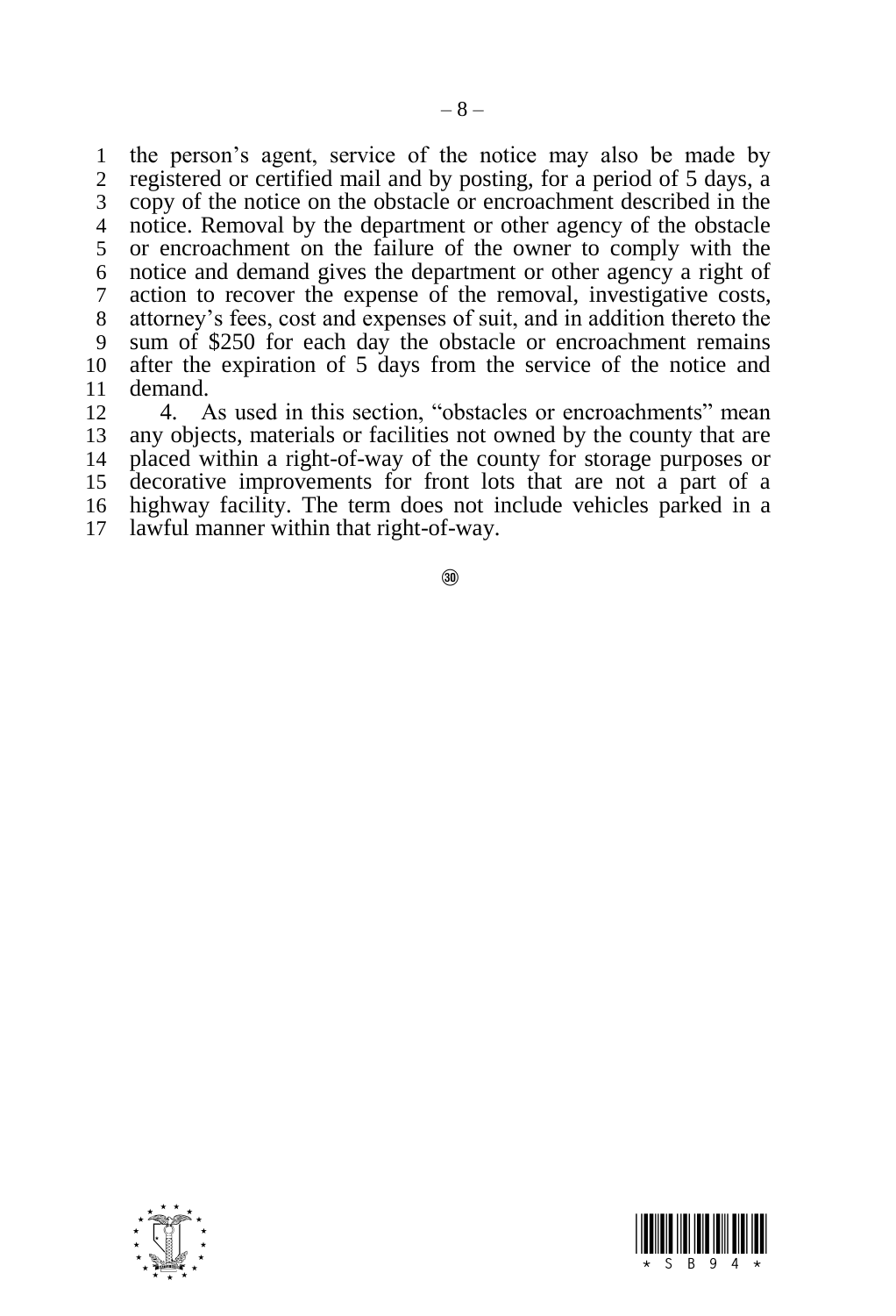the person's agent, service of the notice may also be made by registered or certified mail and by posting, for a period of 5 days, a copy of the notice on the obstacle or encroachment described in the notice. Removal by the department or other agency of the obstacle or encroachment on the failure of the owner to comply with the notice and demand gives the department or other agency a right of action to recover the expense of the removal, investigative costs, attorney's fees, cost and expenses of suit, and in addition thereto the sum of $250 for each day the obstacle or encroachment remains after the expiration of 5 days from the service of the notice and demand.

4. As used in this section, "obstacles or encroachments" mean any objects, materials or facilities not owned by the county that are placed within a right-of-way of the county for storage purposes or decorative improvements for front lots that are not a part of a highway facility. The term does not include vehicles parked in a lawful manner within that right-of-way.

㉚